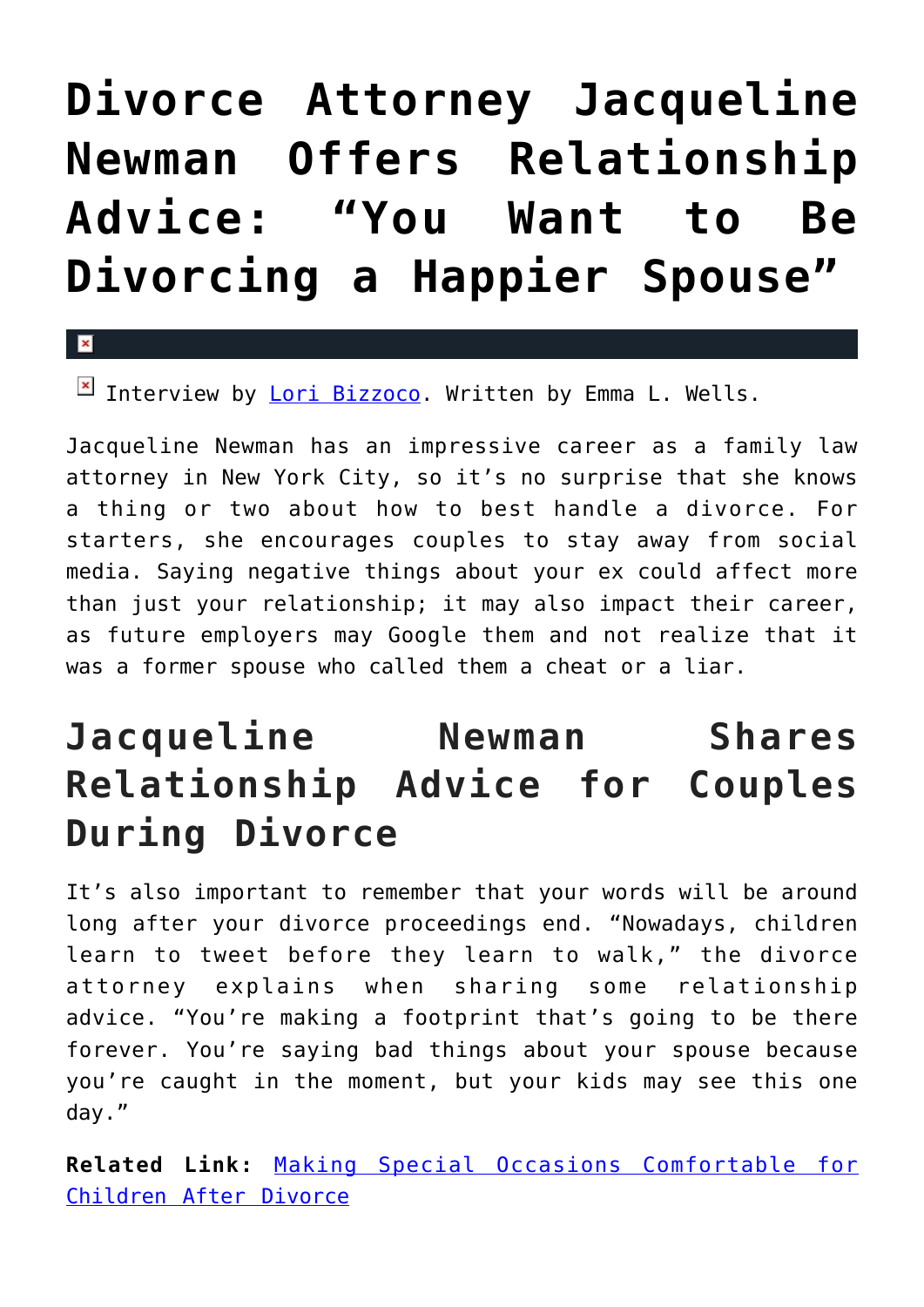# Divorce Attorney Jacqueline Newman Offers Relationship Advice: "You Want to Be Divorcing a Happier Spouse"

Interview by [Lori Bizzoco](). Written by Emma L. Wells.

Jacqueline Newman has an impressive career as a family law attorney in New York City, so it's no surprise that she knows a thing or two about how to best handle a divorce. For starters, she encourages couples to stay away from social media. Saying negative things about your ex could affect more than just your relationship; it may also impact their career, as future employers may Google them and not realize that it was a former spouse who called them a cheat or a liar.

## Jacqueline Newman Shares Relationship Advice for Couples During Divorce

It's also important to remember that your words will be around long after your divorce proceedings end. "Nowadays, children learn to tweet before they learn to walk," the divorce attorney explains when sharing some relationship advice. "You're making a footprint that's going to be there forever. You're saying bad things about your spouse because you're caught in the moment, but your kids may see this one day."

**Related Link:** [Making Special Occasions Comfortable for Children After Divorce]()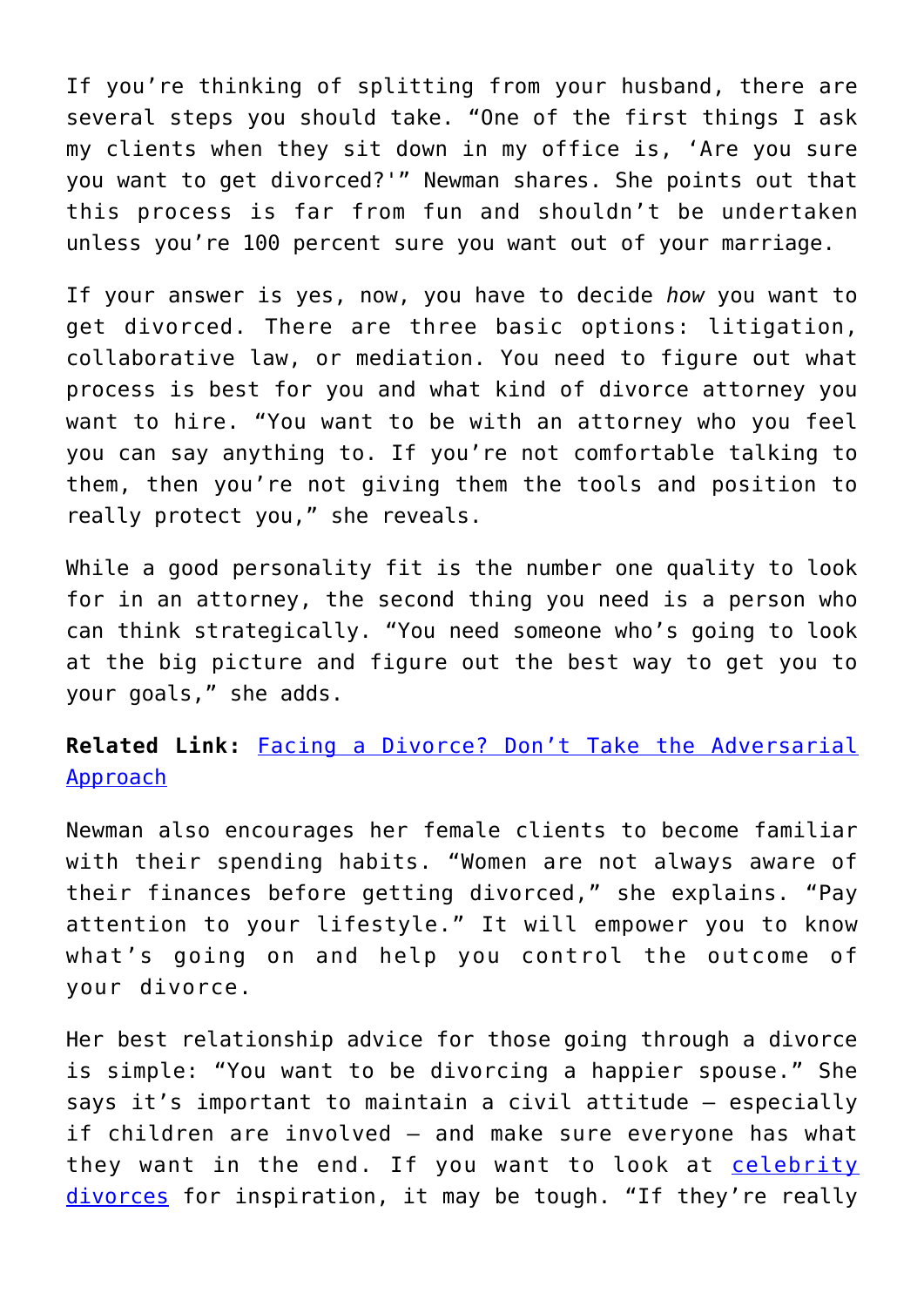If you're thinking of splitting from your husband, there are several steps you should take. "One of the first things I ask my clients when they sit down in my office is, 'Are you sure you want to get divorced?'" Newman shares. She points out that this process is far from fun and shouldn't be undertaken unless you're 100 percent sure you want out of your marriage.

If your answer is yes, now, you have to decide *how* you want to get divorced. There are three basic options: litigation, collaborative law, or mediation. You need to figure out what process is best for you and what kind of divorce attorney you want to hire. "You want to be with an attorney who you feel you can say anything to. If you're not comfortable talking to them, then you're not giving them the tools and position to really protect you," she reveals.

While a good personality fit is the number one quality to look for in an attorney, the second thing you need is a person who can think strategically. "You need someone who's going to look at the big picture and figure out the best way to get you to your goals," she adds.

**Related Link:** [Facing a Divorce? Don't Take the Adversarial Approach]()

Newman also encourages her female clients to become familiar with their spending habits. "Women are not always aware of their finances before getting divorced," she explains. "Pay attention to your lifestyle." It will empower you to know what's going on and help you control the outcome of your divorce.

Her best relationship advice for those going through a divorce is simple: "You want to be divorcing a happier spouse." She says it's important to maintain a civil attitude — especially if children are involved — and make sure everyone has what they want in the end. If you want to look at [celebrity divorces]() for inspiration, it may be tough. "If they're really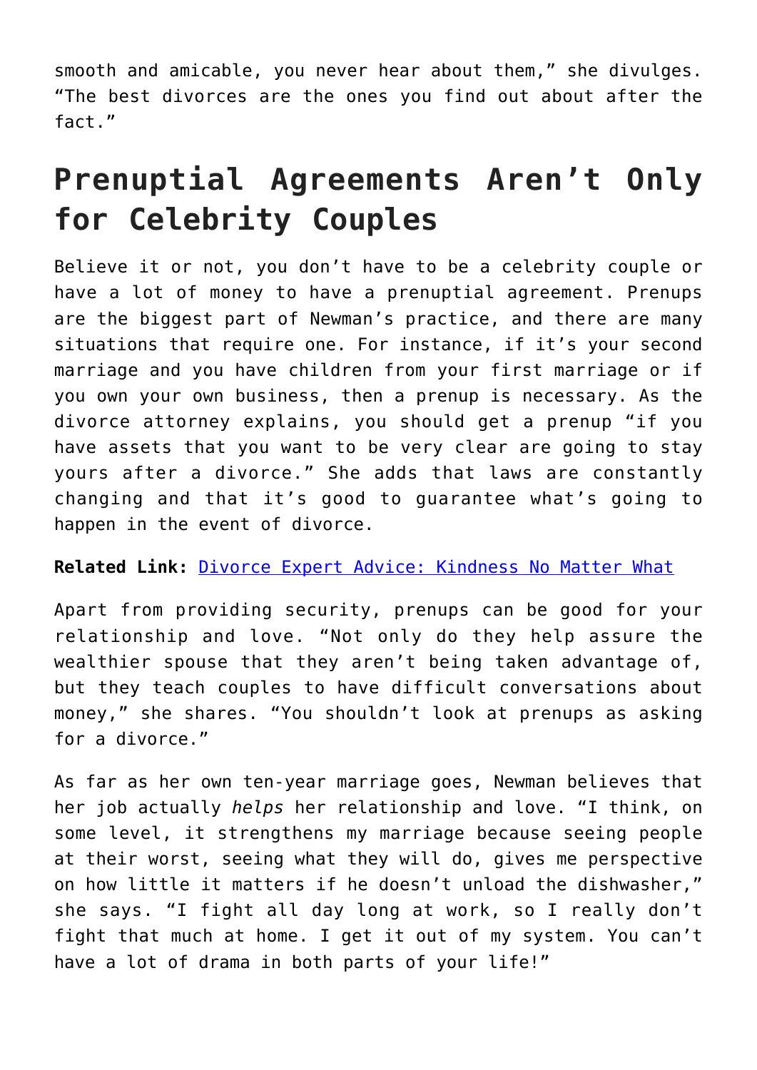smooth and amicable, you never hear about them," she divulges. "The best divorces are the ones you find out about after the fact."

## Prenuptial Agreements Aren't Only for Celebrity Couples

Believe it or not, you don't have to be a celebrity couple or have a lot of money to have a prenuptial agreement. Prenups are the biggest part of Newman's practice, and there are many situations that require one. For instance, if it's your second marriage and you have children from your first marriage or if you own your own business, then a prenup is necessary. As the divorce attorney explains, you should get a prenup "if you have assets that you want to be very clear are going to stay yours after a divorce." She adds that laws are constantly changing and that it's good to guarantee what's going to happen in the event of divorce.

**Related Link:** Divorce Expert Advice: Kindness No Matter What

Apart from providing security, prenups can be good for your relationship and love. "Not only do they help assure the wealthier spouse that they aren't being taken advantage of, but they teach couples to have difficult conversations about money," she shares. "You shouldn't look at prenups as asking for a divorce."

As far as her own ten-year marriage goes, Newman believes that her job actually *helps* her relationship and love. "I think, on some level, it strengthens my marriage because seeing people at their worst, seeing what they will do, gives me perspective on how little it matters if he doesn't unload the dishwasher," she says. "I fight all day long at work, so I really don't fight that much at home. I get it out of my system. You can't have a lot of drama in both parts of your life!"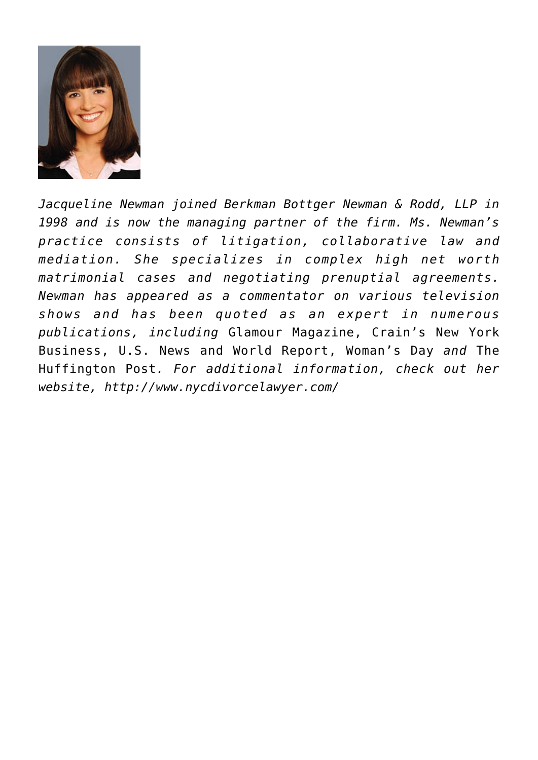*Jacqueline Newman joined Berkman Bottger Newman & Rodd, LLP in 1998 and is now the managing partner of the firm. Ms. Newman's practice consists of litigation, collaborative law and mediation. She specializes in complex high net worth matrimonial cases and negotiating prenuptial agreements. Newman has appeared as a commentator on various television shows and has been quoted as an expert in numerous publications, including* Glamour Magazine, Crain's New York Business, U.S. News and World Report, Woman's Day *and* The Huffington Post*. For additional information, check out her website, http://www.nycdivorcelawyer.com/*